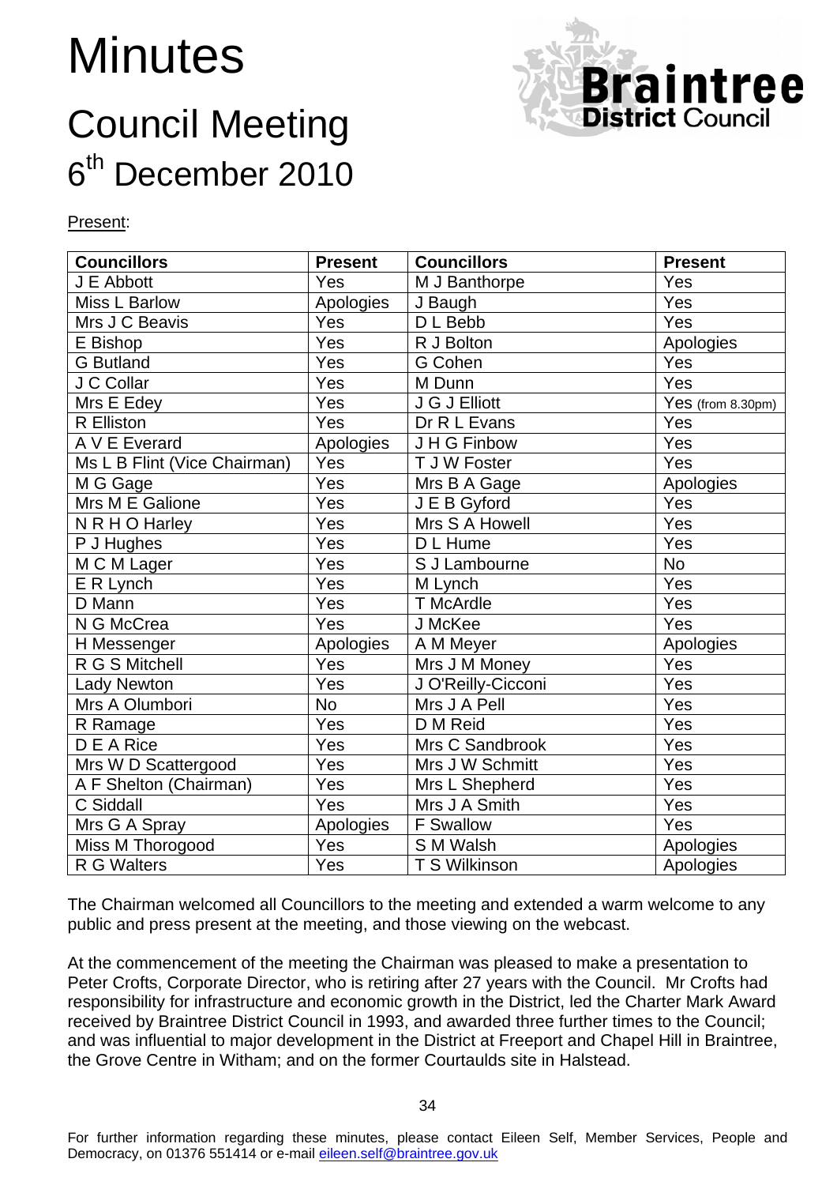# Minutes

## Council Meeting

## 6th December 2010

Present:

| Councillors | Present | Councillors | Present |
|---|---|---|---|
| J E Abbott | Yes | M J Banthorpe | Yes |
| Miss L Barlow | Apologies | J Baugh | Yes |
| Mrs J C Beavis | Yes | D L Bebb | Yes |
| E Bishop | Yes | R J Bolton | Apologies |
| G Butland | Yes | G Cohen | Yes |
| J C Collar | Yes | M Dunn | Yes |
| Mrs E Edey | Yes | J G J Elliott | Yes (from 8.30pm) |
| R Elliston | Yes | Dr R L Evans | Yes |
| A V E Everard | Apologies | J H G Finbow | Yes |
| Ms L B Flint (Vice Chairman) | Yes | T J W Foster | Yes |
| M G Gage | Yes | Mrs B A Gage | Apologies |
| Mrs M E Galione | Yes | J E B Gyford | Yes |
| N R H O Harley | Yes | Mrs S A Howell | Yes |
| P J Hughes | Yes | D L Hume | Yes |
| M C M Lager | Yes | S J Lambourne | No |
| E R Lynch | Yes | M Lynch | Yes |
| D Mann | Yes | T McArdle | Yes |
| N G McCrea | Yes | J McKee | Yes |
| H Messenger | Apologies | A M Meyer | Apologies |
| R G S Mitchell | Yes | Mrs J M Money | Yes |
| Lady Newton | Yes | J O'Reilly-Cicconi | Yes |
| Mrs A Olumbori | No | Mrs J A Pell | Yes |
| R Ramage | Yes | D M Reid | Yes |
| D E A Rice | Yes | Mrs C Sandbrook | Yes |
| Mrs W D Scattergood | Yes | Mrs J W Schmitt | Yes |
| A F Shelton (Chairman) | Yes | Mrs L Shepherd | Yes |
| C Siddall | Yes | Mrs J A Smith | Yes |
| Mrs G A Spray | Apologies | F Swallow | Yes |
| Miss M Thorogood | Yes | S M Walsh | Apologies |
| R G Walters | Yes | T S Wilkinson | Apologies |

The Chairman welcomed all Councillors to the meeting and extended a warm welcome to any public and press present at the meeting, and those viewing on the webcast.

At the commencement of the meeting the Chairman was pleased to make a presentation to Peter Crofts, Corporate Director, who is retiring after 27 years with the Council. Mr Crofts had responsibility for infrastructure and economic growth in the District, led the Charter Mark Award received by Braintree District Council in 1993, and awarded three further times to the Council; and was influential to major development in the District at Freeport and Chapel Hill in Braintree, the Grove Centre in Witham; and on the former Courtaulds site in Halstead.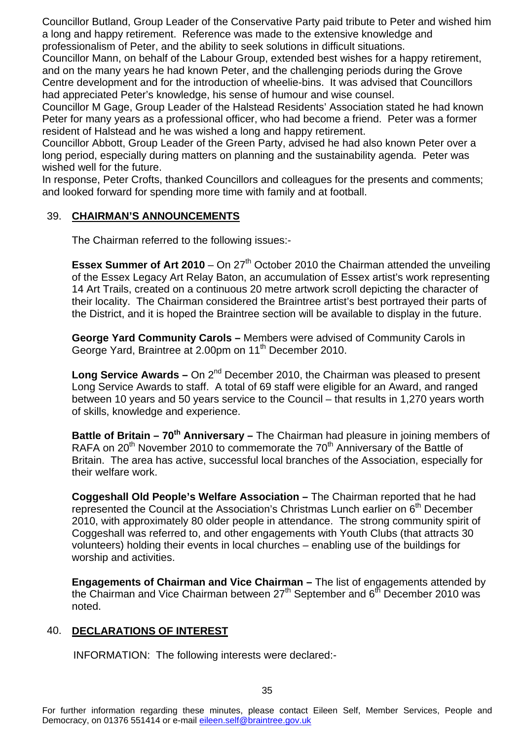Councillor Butland, Group Leader of the Conservative Party paid tribute to Peter and wished him a long and happy retirement. Reference was made to the extensive knowledge and professionalism of Peter, and the ability to seek solutions in difficult situations.

Councillor Mann, on behalf of the Labour Group, extended best wishes for a happy retirement, and on the many years he had known Peter, and the challenging periods during the Grove Centre development and for the introduction of wheelie-bins. It was advised that Councillors had appreciated Peter's knowledge, his sense of humour and wise counsel.

Councillor M Gage, Group Leader of the Halstead Residents' Association stated he had known Peter for many years as a professional officer, who had become a friend. Peter was a former resident of Halstead and he was wished a long and happy retirement.

Councillor Abbott, Group Leader of the Green Party, advised he had also known Peter over a long period, especially during matters on planning and the sustainability agenda. Peter was wished well for the future.

In response, Peter Crofts, thanked Councillors and colleagues for the presents and comments; and looked forward for spending more time with family and at football.

## 39. CHAIRMAN'S ANNOUNCEMENTS

The Chairman referred to the following issues:-

**Essex Summer of Art 2010** – On 27th October 2010 the Chairman attended the unveiling of the Essex Legacy Art Relay Baton, an accumulation of Essex artist's work representing 14 Art Trails, created on a continuous 20 metre artwork scroll depicting the character of their locality. The Chairman considered the Braintree artist's best portrayed their parts of the District, and it is hoped the Braintree section will be available to display in the future.

**George Yard Community Carols –** Members were advised of Community Carols in George Yard, Braintree at 2.00pm on 11th December 2010.

**Long Service Awards –** On 2nd December 2010, the Chairman was pleased to present Long Service Awards to staff. A total of 69 staff were eligible for an Award, and ranged between 10 years and 50 years service to the Council – that results in 1,270 years worth of skills, knowledge and experience.

**Battle of Britain – 70th Anniversary –** The Chairman had pleasure in joining members of RAFA on 20th November 2010 to commemorate the 70th Anniversary of the Battle of Britain. The area has active, successful local branches of the Association, especially for their welfare work.

**Coggeshall Old People's Welfare Association –** The Chairman reported that he had represented the Council at the Association's Christmas Lunch earlier on 6th December 2010, with approximately 80 older people in attendance. The strong community spirit of Coggeshall was referred to, and other engagements with Youth Clubs (that attracts 30 volunteers) holding their events in local churches – enabling use of the buildings for worship and activities.

**Engagements of Chairman and Vice Chairman –** The list of engagements attended by the Chairman and Vice Chairman between 27th September and 6th December 2010 was noted.

## 40. DECLARATIONS OF INTEREST

INFORMATION: The following interests were declared:-

For further information regarding these minutes, please contact Eileen Self, Member Services, People and Democracy, on 01376 551414 or e-mail eileen.self@braintree.gov.uk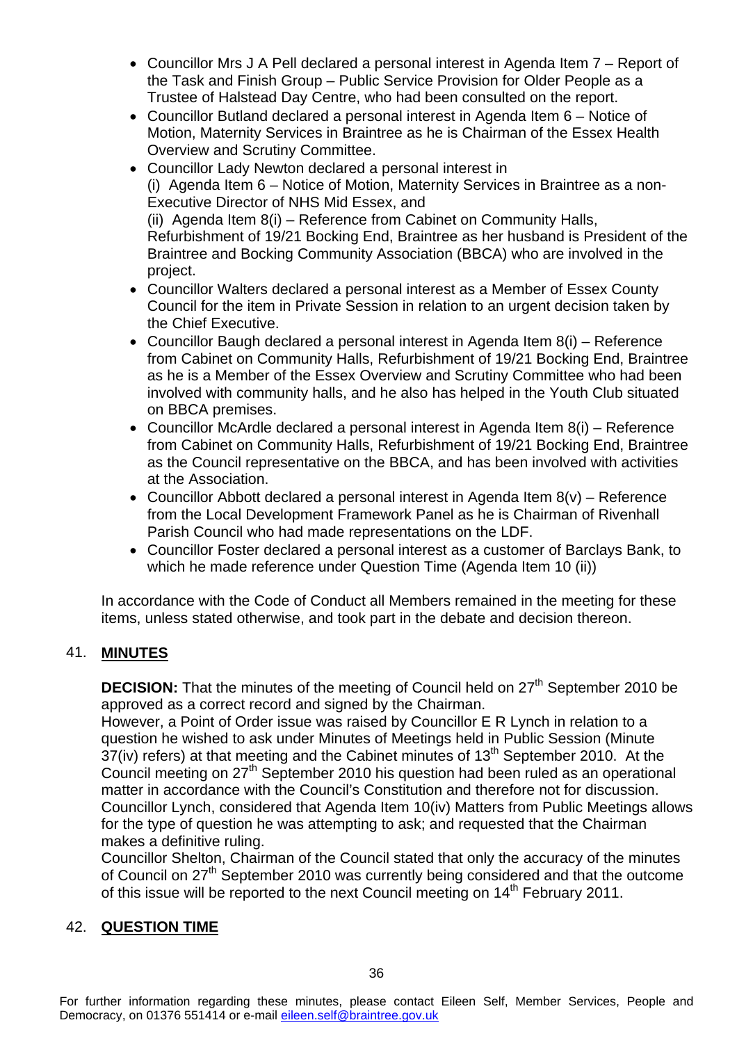- Councillor Mrs J A Pell declared a personal interest in Agenda Item 7 – Report of the Task and Finish Group – Public Service Provision for Older People as a Trustee of Halstead Day Centre, who had been consulted on the report.
- Councillor Butland declared a personal interest in Agenda Item 6 – Notice of Motion, Maternity Services in Braintree as he is Chairman of the Essex Health Overview and Scrutiny Committee.
- Councillor Lady Newton declared a personal interest in
  (i) Agenda Item 6 – Notice of Motion, Maternity Services in Braintree as a non-Executive Director of NHS Mid Essex, and
  (ii) Agenda Item 8(i) – Reference from Cabinet on Community Halls, Refurbishment of 19/21 Bocking End, Braintree as her husband is President of the Braintree and Bocking Community Association (BBCA) who are involved in the project.
- Councillor Walters declared a personal interest as a Member of Essex County Council for the item in Private Session in relation to an urgent decision taken by the Chief Executive.
- Councillor Baugh declared a personal interest in Agenda Item 8(i) – Reference from Cabinet on Community Halls, Refurbishment of 19/21 Bocking End, Braintree as he is a Member of the Essex Overview and Scrutiny Committee who had been involved with community halls, and he also has helped in the Youth Club situated on BBCA premises.
- Councillor McArdle declared a personal interest in Agenda Item 8(i) – Reference from Cabinet on Community Halls, Refurbishment of 19/21 Bocking End, Braintree as the Council representative on the BBCA, and has been involved with activities at the Association.
- Councillor Abbott declared a personal interest in Agenda Item 8(v) – Reference from the Local Development Framework Panel as he is Chairman of Rivenhall Parish Council who had made representations on the LDF.
- Councillor Foster declared a personal interest as a customer of Barclays Bank, to which he made reference under Question Time (Agenda Item 10 (ii))

In accordance with the Code of Conduct all Members remained in the meeting for these items, unless stated otherwise, and took part in the debate and decision thereon.

## 41. **MINUTES**

**DECISION:** That the minutes of the meeting of Council held on 27th September 2010 be approved as a correct record and signed by the Chairman.

However, a Point of Order issue was raised by Councillor E R Lynch in relation to a question he wished to ask under Minutes of Meetings held in Public Session (Minute 37(iv) refers) at that meeting and the Cabinet minutes of 13th September 2010. At the Council meeting on 27th September 2010 his question had been ruled as an operational matter in accordance with the Council's Constitution and therefore not for discussion. Councillor Lynch, considered that Agenda Item 10(iv) Matters from Public Meetings allows for the type of question he was attempting to ask; and requested that the Chairman makes a definitive ruling.

Councillor Shelton, Chairman of the Council stated that only the accuracy of the minutes of Council on 27th September 2010 was currently being considered and that the outcome of this issue will be reported to the next Council meeting on 14th February 2011.

## 42. **QUESTION TIME**

For further information regarding these minutes, please contact Eileen Self, Member Services, People and Democracy, on 01376 551414 or e-mail eileen.self@braintree.gov.uk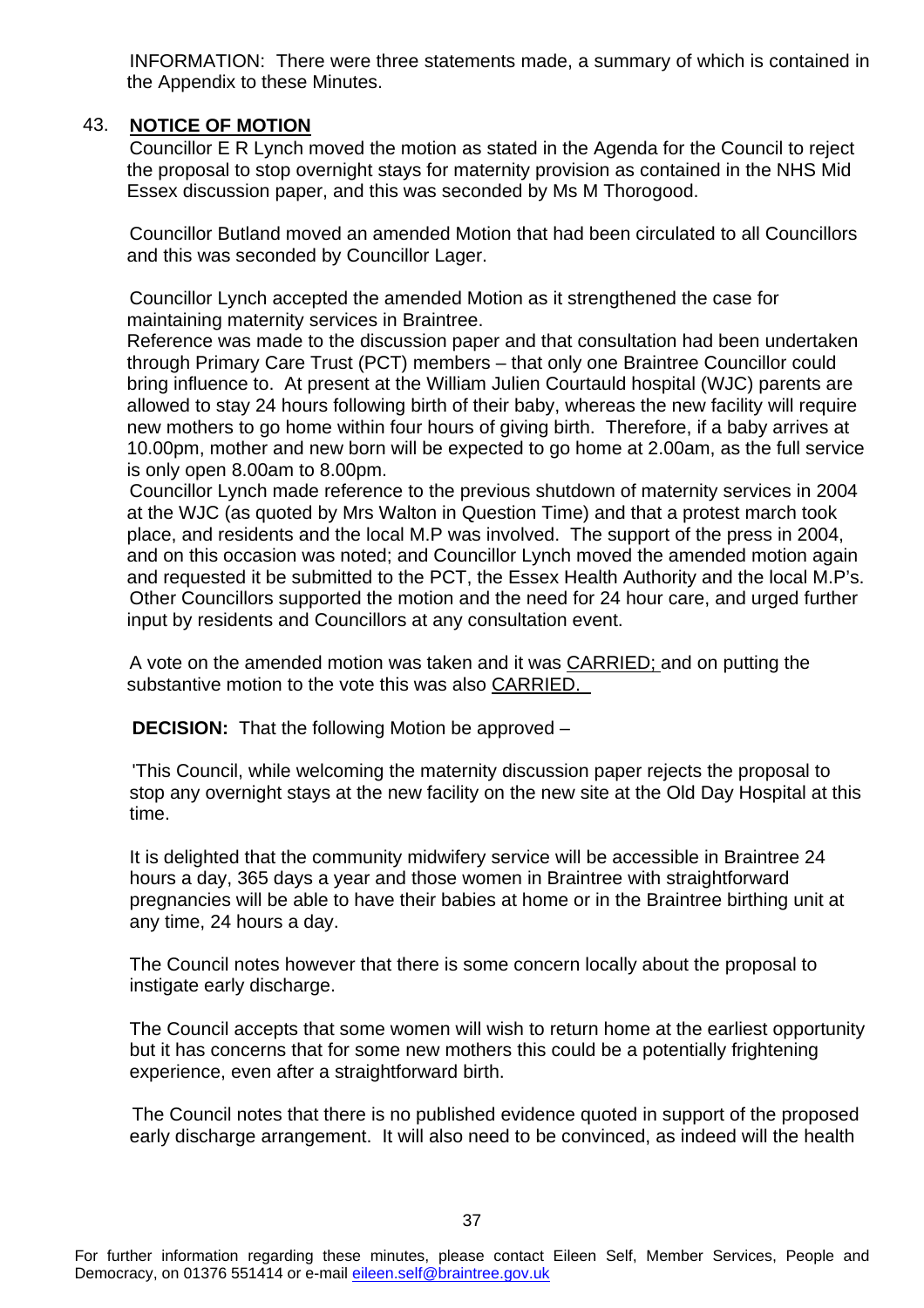INFORMATION: There were three statements made, a summary of which is contained in the Appendix to these Minutes.

## 43. NOTICE OF MOTION

Councillor E R Lynch moved the motion as stated in the Agenda for the Council to reject the proposal to stop overnight stays for maternity provision as contained in the NHS Mid Essex discussion paper, and this was seconded by Ms M Thorogood.

Councillor Butland moved an amended Motion that had been circulated to all Councillors and this was seconded by Councillor Lager.

Councillor Lynch accepted the amended Motion as it strengthened the case for maintaining maternity services in Braintree.

Reference was made to the discussion paper and that consultation had been undertaken through Primary Care Trust (PCT) members – that only one Braintree Councillor could bring influence to. At present at the William Julien Courtauld hospital (WJC) parents are allowed to stay 24 hours following birth of their baby, whereas the new facility will require new mothers to go home within four hours of giving birth. Therefore, if a baby arrives at 10.00pm, mother and new born will be expected to go home at 2.00am, as the full service is only open 8.00am to 8.00pm.

Councillor Lynch made reference to the previous shutdown of maternity services in 2004 at the WJC (as quoted by Mrs Walton in Question Time) and that a protest march took place, and residents and the local M.P was involved. The support of the press in 2004, and on this occasion was noted; and Councillor Lynch moved the amended motion again and requested it be submitted to the PCT, the Essex Health Authority and the local M.P's.

Other Councillors supported the motion and the need for 24 hour care, and urged further input by residents and Councillors at any consultation event.

A vote on the amended motion was taken and it was CARRIED; and on putting the substantive motion to the vote this was also CARRIED.

**DECISION:** That the following Motion be approved –

'This Council, while welcoming the maternity discussion paper rejects the proposal to stop any overnight stays at the new facility on the new site at the Old Day Hospital at this time.

It is delighted that the community midwifery service will be accessible in Braintree 24 hours a day, 365 days a year and those women in Braintree with straightforward pregnancies will be able to have their babies at home or in the Braintree birthing unit at any time, 24 hours a day.

The Council notes however that there is some concern locally about the proposal to instigate early discharge.

The Council accepts that some women will wish to return home at the earliest opportunity but it has concerns that for some new mothers this could be a potentially frightening experience, even after a straightforward birth.

The Council notes that there is no published evidence quoted in support of the proposed early discharge arrangement. It will also need to be convinced, as indeed will the health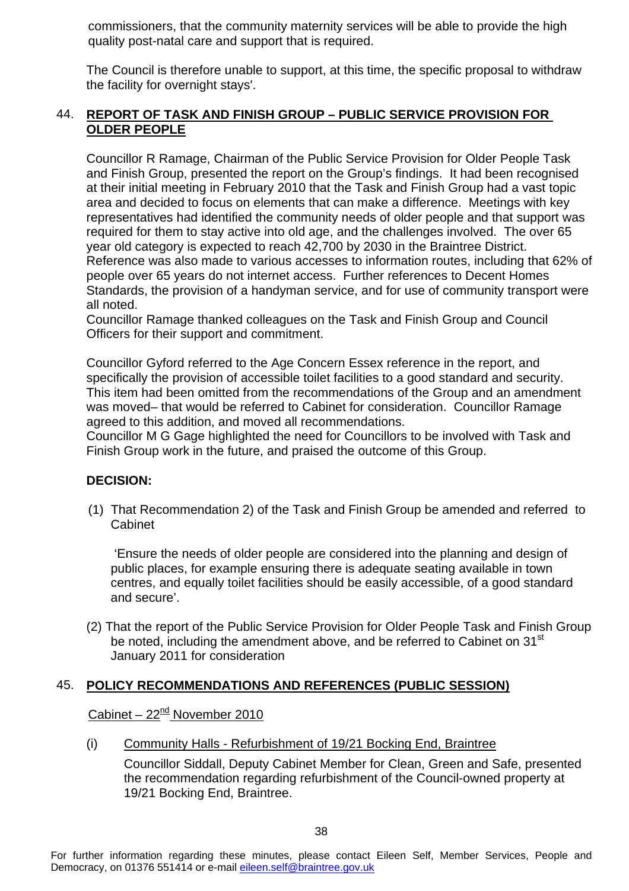commissioners, that the community maternity services will be able to provide the high quality post-natal care and support that is required.

The Council is therefore unable to support, at this time, the specific proposal to withdraw the facility for overnight stays'.

## 44. REPORT OF TASK AND FINISH GROUP – PUBLIC SERVICE PROVISION FOR OLDER PEOPLE

Councillor R Ramage, Chairman of the Public Service Provision for Older People Task and Finish Group, presented the report on the Group's findings. It had been recognised at their initial meeting in February 2010 that the Task and Finish Group had a vast topic area and decided to focus on elements that can make a difference. Meetings with key representatives had identified the community needs of older people and that support was required for them to stay active into old age, and the challenges involved. The over 65 year old category is expected to reach 42,700 by 2030 in the Braintree District. Reference was also made to various accesses to information routes, including that 62% of people over 65 years do not internet access. Further references to Decent Homes Standards, the provision of a handyman service, and for use of community transport were all noted.

Councillor Ramage thanked colleagues on the Task and Finish Group and Council Officers for their support and commitment.

Councillor Gyford referred to the Age Concern Essex reference in the report, and specifically the provision of accessible toilet facilities to a good standard and security. This item had been omitted from the recommendations of the Group and an amendment was moved– that would be referred to Cabinet for consideration. Councillor Ramage agreed to this addition, and moved all recommendations.

Councillor M G Gage highlighted the need for Councillors to be involved with Task and Finish Group work in the future, and praised the outcome of this Group.

**DECISION:**

(1) That Recommendation 2) of the Task and Finish Group be amended and referred to Cabinet

'Ensure the needs of older people are considered into the planning and design of public places, for example ensuring there is adequate seating available in town centres, and equally toilet facilities should be easily accessible, of a good standard and secure'.

(2) That the report of the Public Service Provision for Older People Task and Finish Group be noted, including the amendment above, and be referred to Cabinet on 31st January 2011 for consideration

## 45. POLICY RECOMMENDATIONS AND REFERENCES (PUBLIC SESSION)

Cabinet – 22nd November 2010

(i) Community Halls - Refurbishment of 19/21 Bocking End, Braintree

Councillor Siddall, Deputy Cabinet Member for Clean, Green and Safe, presented the recommendation regarding refurbishment of the Council-owned property at 19/21 Bocking End, Braintree.

For further information regarding these minutes, please contact Eileen Self, Member Services, People and Democracy, on 01376 551414 or e-mail eileen.self@braintree.gov.uk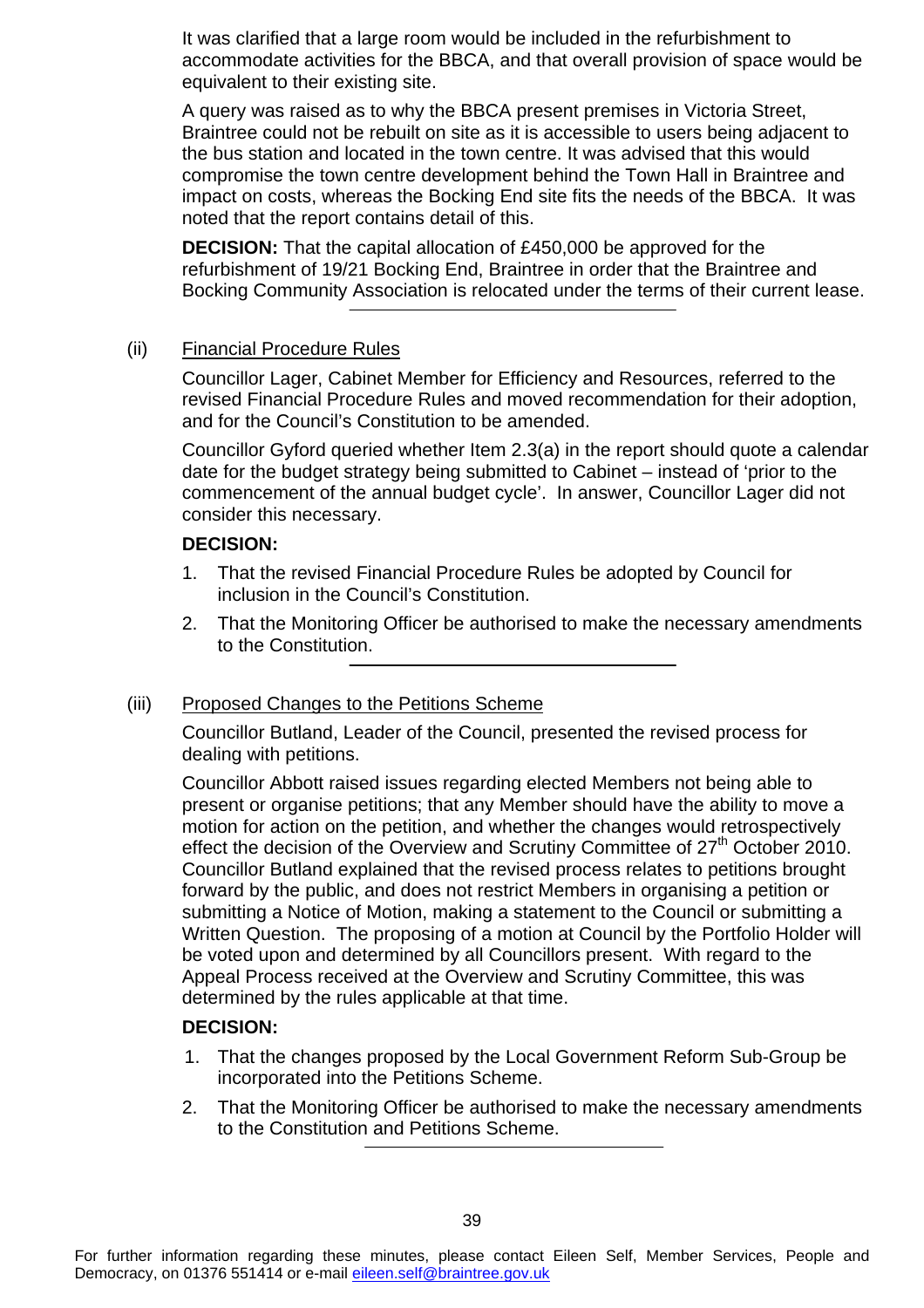It was clarified that a large room would be included in the refurbishment to accommodate activities for the BBCA, and that overall provision of space would be equivalent to their existing site.

A query was raised as to why the BBCA present premises in Victoria Street, Braintree could not be rebuilt on site as it is accessible to users being adjacent to the bus station and located in the town centre. It was advised that this would compromise the town centre development behind the Town Hall in Braintree and impact on costs, whereas the Bocking End site fits the needs of the BBCA. It was noted that the report contains detail of this.

**DECISION:** That the capital allocation of £450,000 be approved for the refurbishment of 19/21 Bocking End, Braintree in order that the Braintree and Bocking Community Association is relocated under the terms of their current lease.

---

(ii) Financial Procedure Rules

Councillor Lager, Cabinet Member for Efficiency and Resources, referred to the revised Financial Procedure Rules and moved recommendation for their adoption, and for the Council's Constitution to be amended.

Councillor Gyford queried whether Item 2.3(a) in the report should quote a calendar date for the budget strategy being submitted to Cabinet – instead of 'prior to the commencement of the annual budget cycle'. In answer, Councillor Lager did not consider this necessary.

**DECISION:**

1. That the revised Financial Procedure Rules be adopted by Council for inclusion in the Council's Constitution.
2. That the Monitoring Officer be authorised to make the necessary amendments to the Constitution.

---

(iii) Proposed Changes to the Petitions Scheme

Councillor Butland, Leader of the Council, presented the revised process for dealing with petitions.

Councillor Abbott raised issues regarding elected Members not being able to present or organise petitions; that any Member should have the ability to move a motion for action on the petition, and whether the changes would retrospectively effect the decision of the Overview and Scrutiny Committee of 27th October 2010. Councillor Butland explained that the revised process relates to petitions brought forward by the public, and does not restrict Members in organising a petition or submitting a Notice of Motion, making a statement to the Council or submitting a Written Question. The proposing of a motion at Council by the Portfolio Holder will be voted upon and determined by all Councillors present. With regard to the Appeal Process received at the Overview and Scrutiny Committee, this was determined by the rules applicable at that time.

**DECISION:**

1. That the changes proposed by the Local Government Reform Sub-Group be incorporated into the Petitions Scheme.
2. That the Monitoring Officer be authorised to make the necessary amendments to the Constitution and Petitions Scheme.

---

For further information regarding these minutes, please contact Eileen Self, Member Services, People and Democracy, on 01376 551414 or e-mail eileen.self@braintree.gov.uk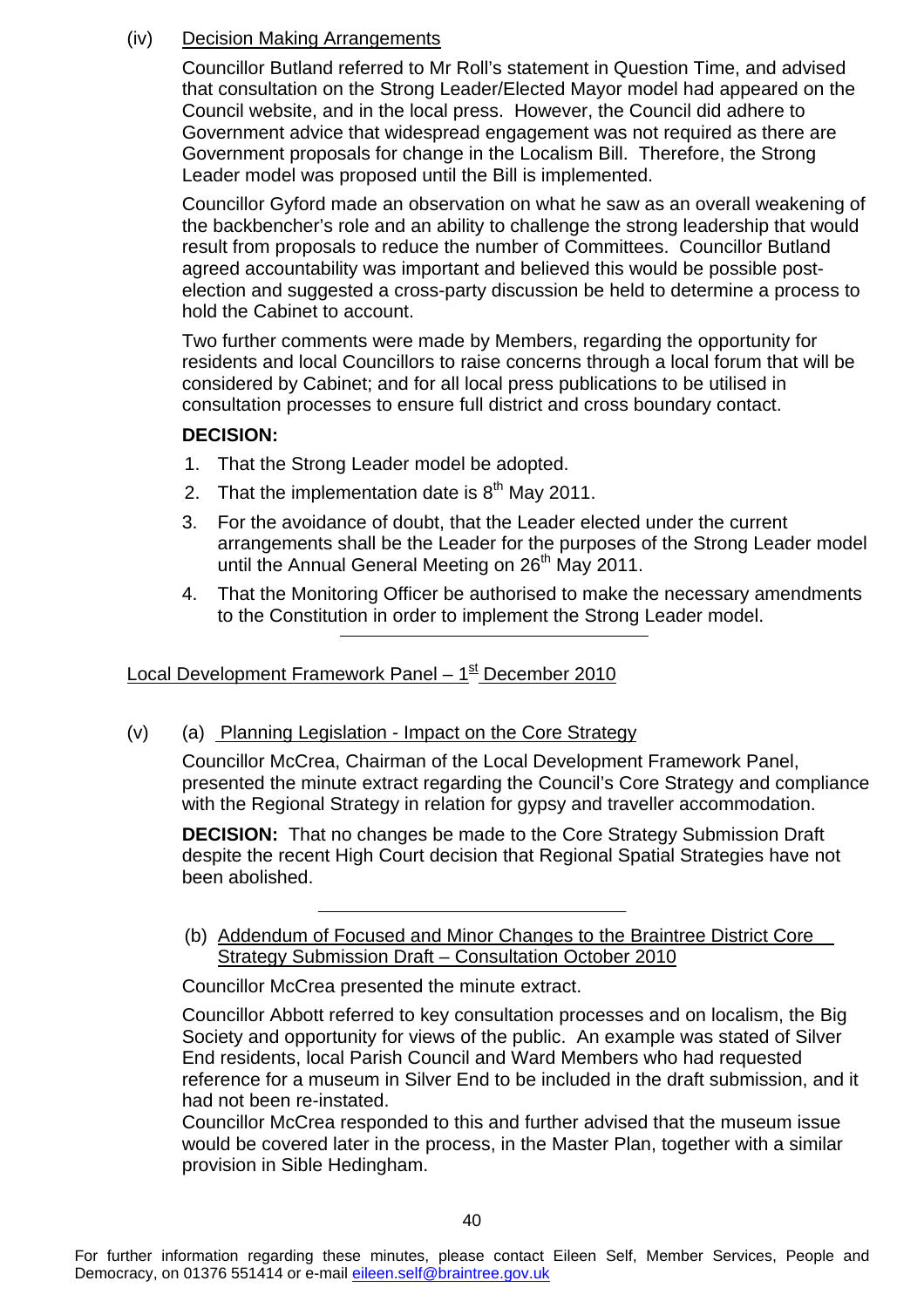(iv) Decision Making Arrangements

Councillor Butland referred to Mr Roll's statement in Question Time, and advised that consultation on the Strong Leader/Elected Mayor model had appeared on the Council website, and in the local press. However, the Council did adhere to Government advice that widespread engagement was not required as there are Government proposals for change in the Localism Bill. Therefore, the Strong Leader model was proposed until the Bill is implemented.

Councillor Gyford made an observation on what he saw as an overall weakening of the backbencher's role and an ability to challenge the strong leadership that would result from proposals to reduce the number of Committees. Councillor Butland agreed accountability was important and believed this would be possible post-election and suggested a cross-party discussion be held to determine a process to hold the Cabinet to account.

Two further comments were made by Members, regarding the opportunity for residents and local Councillors to raise concerns through a local forum that will be considered by Cabinet; and for all local press publications to be utilised in consultation processes to ensure full district and cross boundary contact.

**DECISION:**

1. That the Strong Leader model be adopted.
2. That the implementation date is 8th May 2011.
3. For the avoidance of doubt, that the Leader elected under the current arrangements shall be the Leader for the purposes of the Strong Leader model until the Annual General Meeting on 26th May 2011.
4. That the Monitoring Officer be authorised to make the necessary amendments to the Constitution in order to implement the Strong Leader model.

---

Local Development Framework Panel – 1st December 2010

(v) (a) Planning Legislation - Impact on the Core Strategy

Councillor McCrea, Chairman of the Local Development Framework Panel, presented the minute extract regarding the Council's Core Strategy and compliance with the Regional Strategy in relation for gypsy and traveller accommodation.

**DECISION:** That no changes be made to the Core Strategy Submission Draft despite the recent High Court decision that Regional Spatial Strategies have not been abolished.

---

(b) Addendum of Focused and Minor Changes to the Braintree District Core Strategy Submission Draft – Consultation October 2010

Councillor McCrea presented the minute extract.

Councillor Abbott referred to key consultation processes and on localism, the Big Society and opportunity for views of the public. An example was stated of Silver End residents, local Parish Council and Ward Members who had requested reference for a museum in Silver End to be included in the draft submission, and it had not been re-instated.
Councillor McCrea responded to this and further advised that the museum issue would be covered later in the process, in the Master Plan, together with a similar provision in Sible Hedingham.

For further information regarding these minutes, please contact Eileen Self, Member Services, People and Democracy, on 01376 551414 or e-mail eileen.self@braintree.gov.uk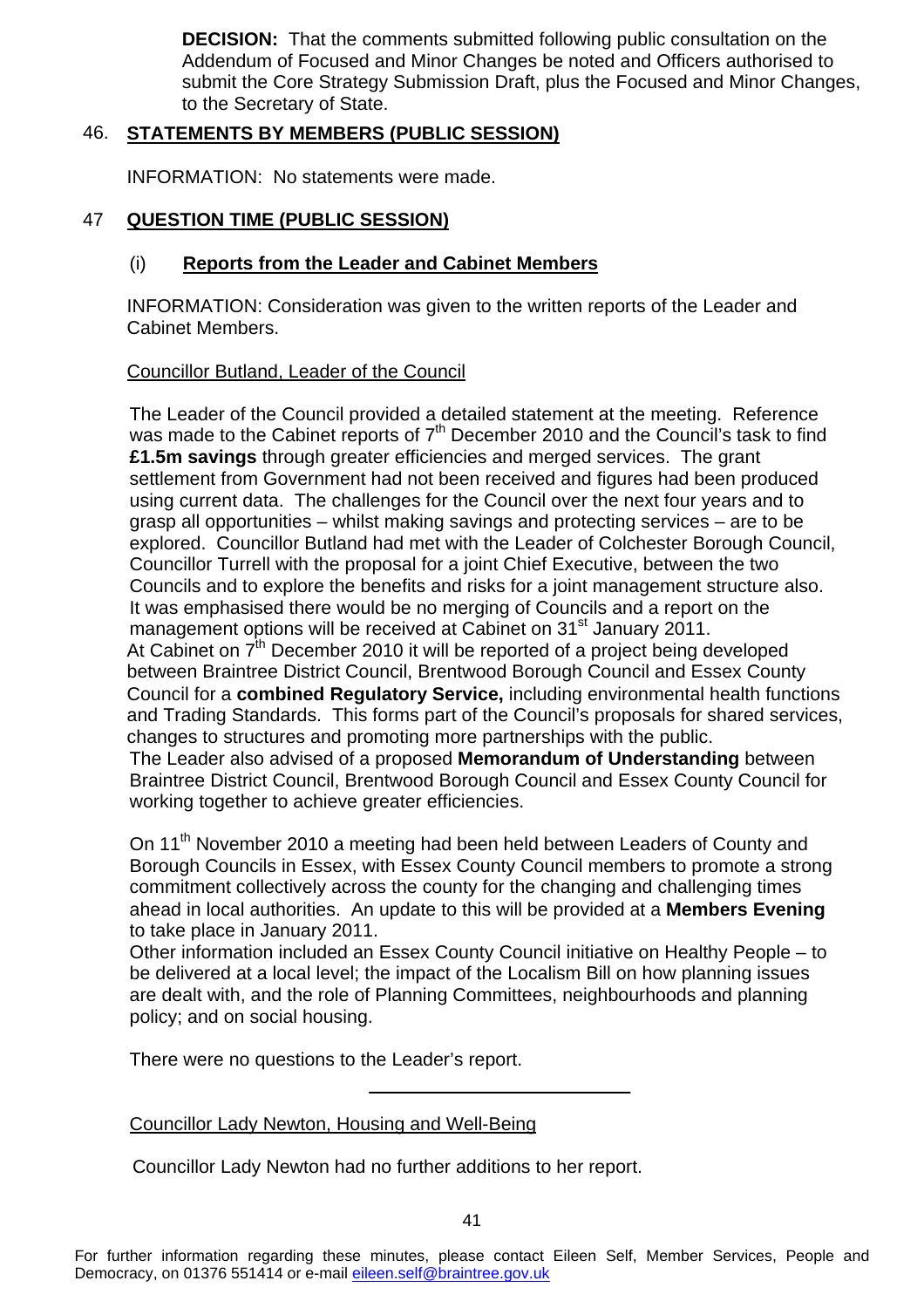**DECISION:** That the comments submitted following public consultation on the Addendum of Focused and Minor Changes be noted and Officers authorised to submit the Core Strategy Submission Draft, plus the Focused and Minor Changes, to the Secretary of State.

## 46. STATEMENTS BY MEMBERS (PUBLIC SESSION)

INFORMATION: No statements were made.

## 47 QUESTION TIME (PUBLIC SESSION)

### (i) Reports from the Leader and Cabinet Members

INFORMATION: Consideration was given to the written reports of the Leader and Cabinet Members.

Councillor Butland, Leader of the Council

The Leader of the Council provided a detailed statement at the meeting. Reference was made to the Cabinet reports of 7th December 2010 and the Council's task to find **£1.5m savings** through greater efficiencies and merged services. The grant settlement from Government had not been received and figures had been produced using current data. The challenges for the Council over the next four years and to grasp all opportunities – whilst making savings and protecting services – are to be explored. Councillor Butland had met with the Leader of Colchester Borough Council, Councillor Turrell with the proposal for a joint Chief Executive, between the two Councils and to explore the benefits and risks for a joint management structure also. It was emphasised there would be no merging of Councils and a report on the management options will be received at Cabinet on 31st January 2011.
At Cabinet on 7th December 2010 it will be reported of a project being developed between Braintree District Council, Brentwood Borough Council and Essex County Council for a **combined Regulatory Service,** including environmental health functions and Trading Standards. This forms part of the Council's proposals for shared services, changes to structures and promoting more partnerships with the public.
The Leader also advised of a proposed **Memorandum of Understanding** between Braintree District Council, Brentwood Borough Council and Essex County Council for working together to achieve greater efficiencies.

On 11th November 2010 a meeting had been held between Leaders of County and Borough Councils in Essex, with Essex County Council members to promote a strong commitment collectively across the county for the changing and challenging times ahead in local authorities. An update to this will be provided at a **Members Evening** to take place in January 2011.
Other information included an Essex County Council initiative on Healthy People – to be delivered at a local level; the impact of the Localism Bill on how planning issues are dealt with, and the role of Planning Committees, neighbourhoods and planning policy; and on social housing.

There were no questions to the Leader's report.

---

Councillor Lady Newton, Housing and Well-Being

Councillor Lady Newton had no further additions to her report.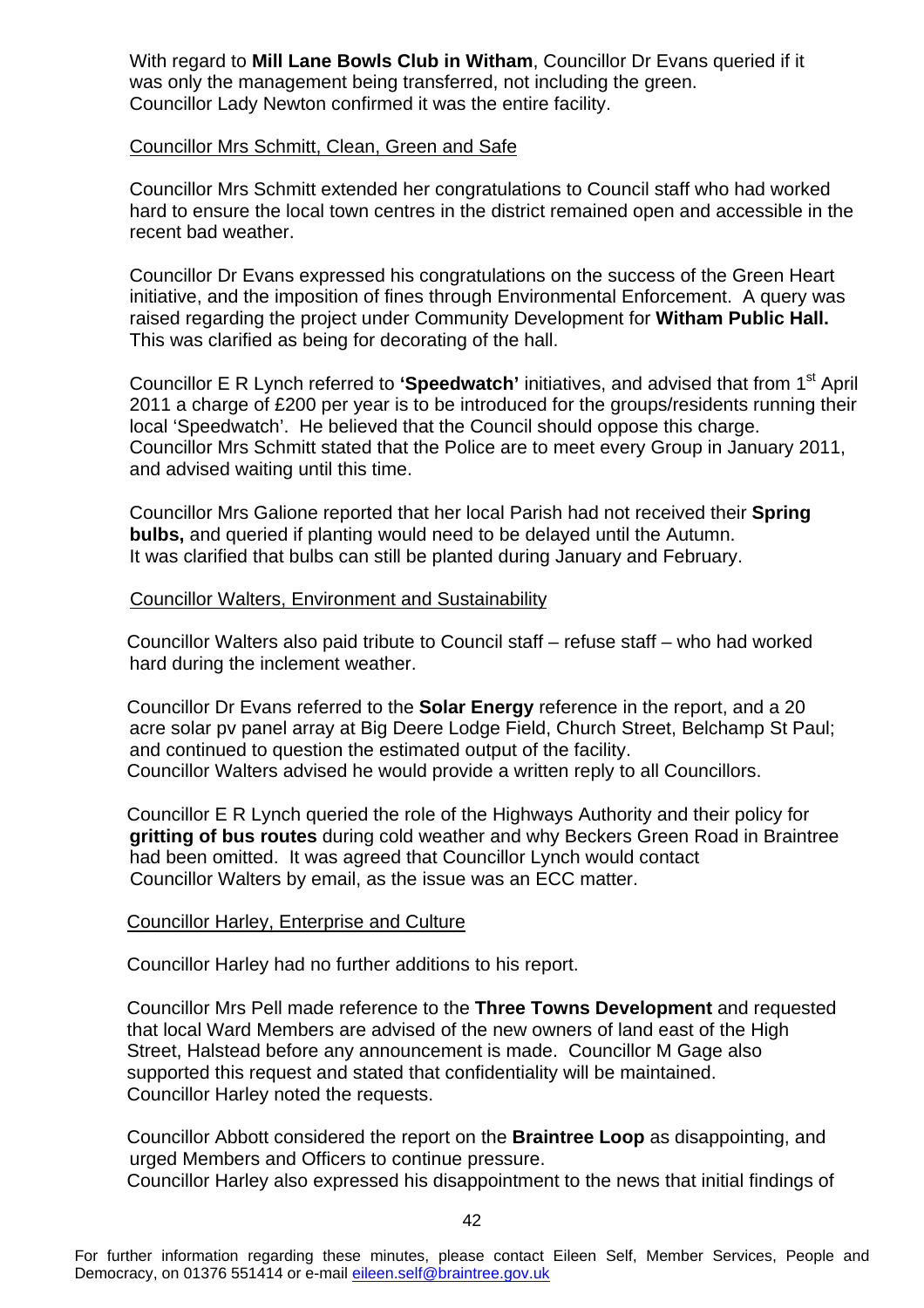With regard to **Mill Lane Bowls Club in Witham**, Councillor Dr Evans queried if it was only the management being transferred, not including the green. Councillor Lady Newton confirmed it was the entire facility.

Councillor Mrs Schmitt, Clean, Green and Safe

Councillor Mrs Schmitt extended her congratulations to Council staff who had worked hard to ensure the local town centres in the district remained open and accessible in the recent bad weather.

Councillor Dr Evans expressed his congratulations on the success of the Green Heart initiative, and the imposition of fines through Environmental Enforcement. A query was raised regarding the project under Community Development for **Witham Public Hall.** This was clarified as being for decorating of the hall.

Councillor E R Lynch referred to **'Speedwatch'** initiatives, and advised that from 1st April 2011 a charge of £200 per year is to be introduced for the groups/residents running their local 'Speedwatch'. He believed that the Council should oppose this charge. Councillor Mrs Schmitt stated that the Police are to meet every Group in January 2011, and advised waiting until this time.

Councillor Mrs Galione reported that her local Parish had not received their **Spring bulbs,** and queried if planting would need to be delayed until the Autumn. It was clarified that bulbs can still be planted during January and February.

Councillor Walters, Environment and Sustainability

Councillor Walters also paid tribute to Council staff – refuse staff – who had worked hard during the inclement weather.

Councillor Dr Evans referred to the **Solar Energy** reference in the report, and a 20 acre solar pv panel array at Big Deere Lodge Field, Church Street, Belchamp St Paul; and continued to question the estimated output of the facility. Councillor Walters advised he would provide a written reply to all Councillors.

Councillor E R Lynch queried the role of the Highways Authority and their policy for **gritting of bus routes** during cold weather and why Beckers Green Road in Braintree had been omitted. It was agreed that Councillor Lynch would contact Councillor Walters by email, as the issue was an ECC matter.

Councillor Harley, Enterprise and Culture

Councillor Harley had no further additions to his report.

Councillor Mrs Pell made reference to the **Three Towns Development** and requested that local Ward Members are advised of the new owners of land east of the High Street, Halstead before any announcement is made. Councillor M Gage also supported this request and stated that confidentiality will be maintained. Councillor Harley noted the requests.

Councillor Abbott considered the report on the **Braintree Loop** as disappointing, and urged Members and Officers to continue pressure. Councillor Harley also expressed his disappointment to the news that initial findings of

For further information regarding these minutes, please contact Eileen Self, Member Services, People and Democracy, on 01376 551414 or e-mail eileen.self@braintree.gov.uk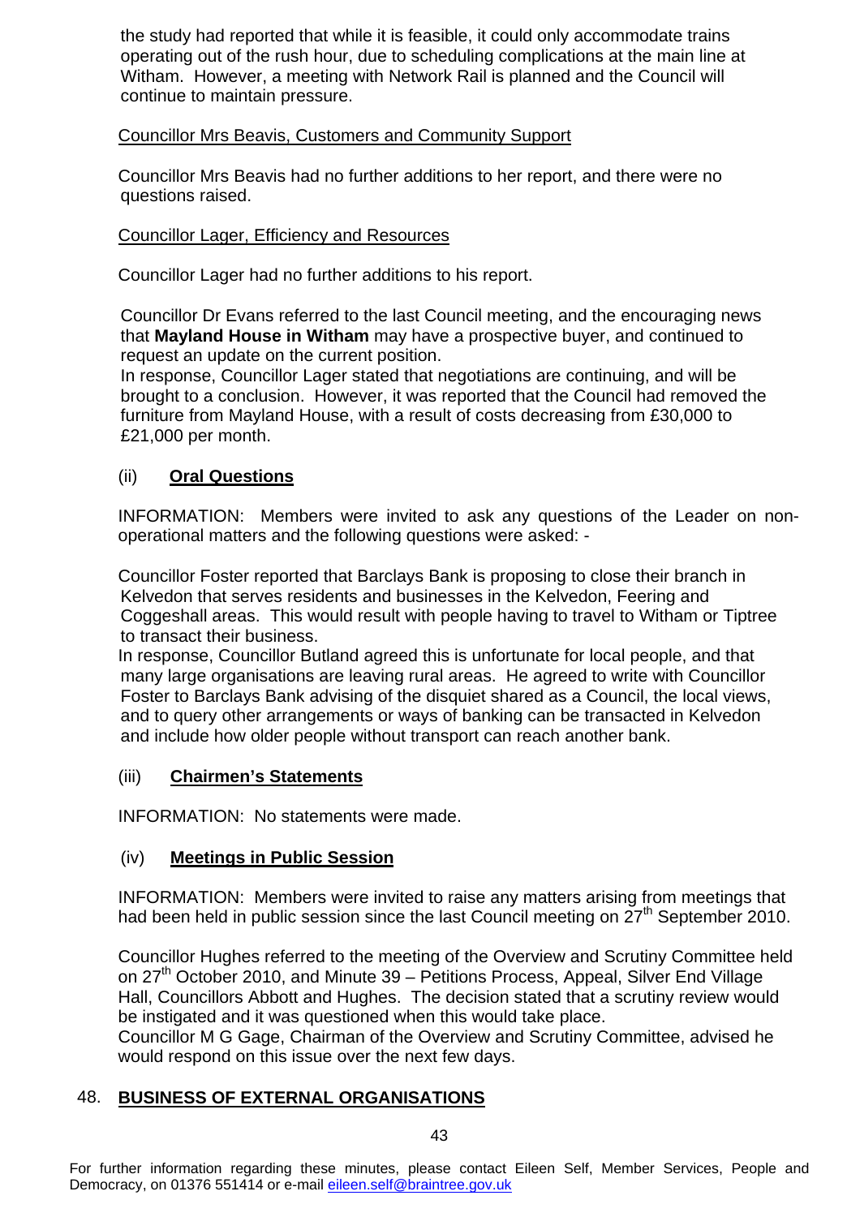the study had reported that while it is feasible, it could only accommodate trains operating out of the rush hour, due to scheduling complications at the main line at Witham. However, a meeting with Network Rail is planned and the Council will continue to maintain pressure.

Councillor Mrs Beavis, Customers and Community Support

Councillor Mrs Beavis had no further additions to her report, and there were no questions raised.

Councillor Lager, Efficiency and Resources

Councillor Lager had no further additions to his report.

Councillor Dr Evans referred to the last Council meeting, and the encouraging news that **Mayland House in Witham** may have a prospective buyer, and continued to request an update on the current position.
In response, Councillor Lager stated that negotiations are continuing, and will be brought to a conclusion. However, it was reported that the Council had removed the furniture from Mayland House, with a result of costs decreasing from £30,000 to £21,000 per month.

(ii) **Oral Questions**

INFORMATION: Members were invited to ask any questions of the Leader on non-operational matters and the following questions were asked: -

Councillor Foster reported that Barclays Bank is proposing to close their branch in Kelvedon that serves residents and businesses in the Kelvedon, Feering and Coggeshall areas. This would result with people having to travel to Witham or Tiptree to transact their business.
In response, Councillor Butland agreed this is unfortunate for local people, and that many large organisations are leaving rural areas. He agreed to write with Councillor Foster to Barclays Bank advising of the disquiet shared as a Council, the local views, and to query other arrangements or ways of banking can be transacted in Kelvedon and include how older people without transport can reach another bank.

(iii) **Chairmen's Statements**

INFORMATION: No statements were made.

(iv) **Meetings in Public Session**

INFORMATION: Members were invited to raise any matters arising from meetings that had been held in public session since the last Council meeting on 27th September 2010.

Councillor Hughes referred to the meeting of the Overview and Scrutiny Committee held on 27th October 2010, and Minute 39 – Petitions Process, Appeal, Silver End Village Hall, Councillors Abbott and Hughes. The decision stated that a scrutiny review would be instigated and it was questioned when this would take place.
Councillor M G Gage, Chairman of the Overview and Scrutiny Committee, advised he would respond on this issue over the next few days.

48. **BUSINESS OF EXTERNAL ORGANISATIONS**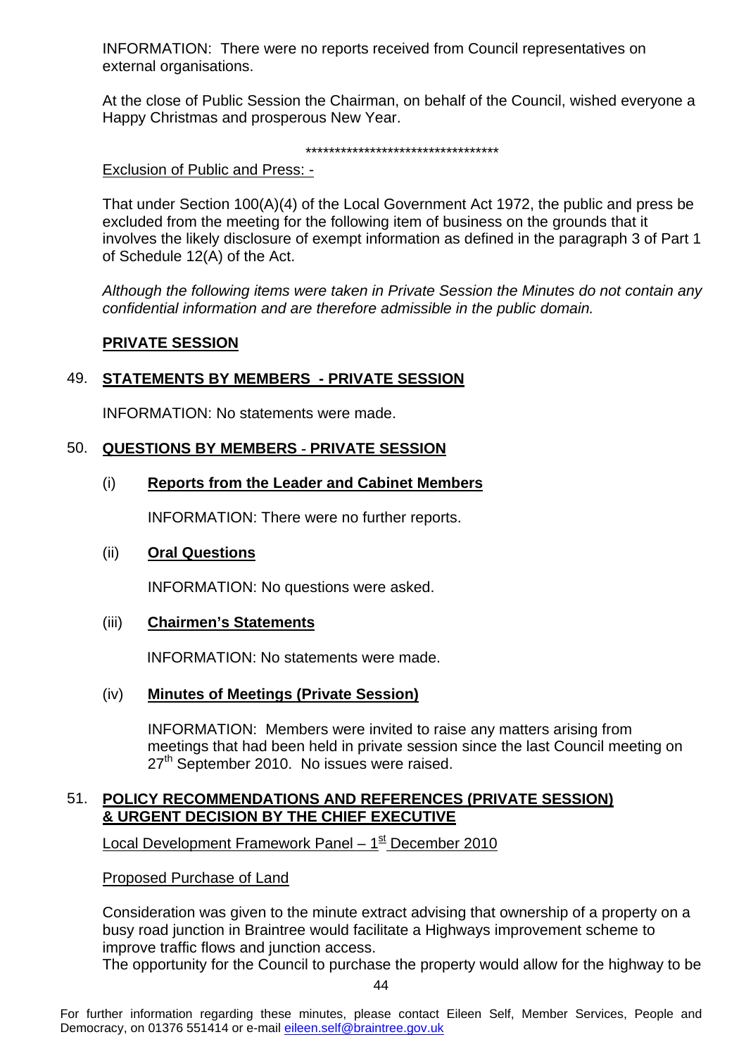INFORMATION: There were no reports received from Council representatives on external organisations.

At the close of Public Session the Chairman, on behalf of the Council, wished everyone a Happy Christmas and prosperous New Year.

*********************************

Exclusion of Public and Press: -

That under Section 100(A)(4) of the Local Government Act 1972, the public and press be excluded from the meeting for the following item of business on the grounds that it involves the likely disclosure of exempt information as defined in the paragraph 3 of Part 1 of Schedule 12(A) of the Act.

*Although the following items were taken in Private Session the Minutes do not contain any confidential information and are therefore admissible in the public domain.*

**PRIVATE SESSION**

## 49. STATEMENTS BY MEMBERS - PRIVATE SESSION

INFORMATION: No statements were made.

## 50. QUESTIONS BY MEMBERS - PRIVATE SESSION

### (i) Reports from the Leader and Cabinet Members

INFORMATION: There were no further reports.

### (ii) Oral Questions

INFORMATION: No questions were asked.

### (iii) Chairmen's Statements

INFORMATION: No statements were made.

### (iv) Minutes of Meetings (Private Session)

INFORMATION: Members were invited to raise any matters arising from meetings that had been held in private session since the last Council meeting on 27th September 2010. No issues were raised.

## 51. POLICY RECOMMENDATIONS AND REFERENCES (PRIVATE SESSION) & URGENT DECISION BY THE CHIEF EXECUTIVE

Local Development Framework Panel – 1st December 2010

Proposed Purchase of Land

Consideration was given to the minute extract advising that ownership of a property on a busy road junction in Braintree would facilitate a Highways improvement scheme to improve traffic flows and junction access.
The opportunity for the Council to purchase the property would allow for the highway to be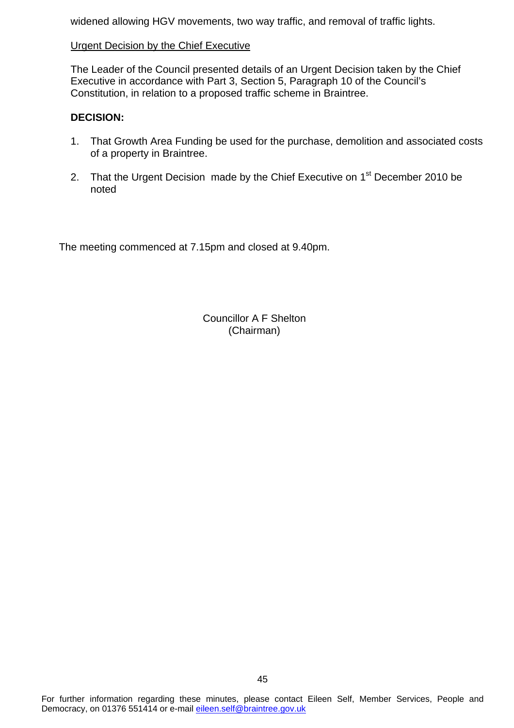widened allowing HGV movements, two way traffic, and removal of traffic lights.

Urgent Decision by the Chief Executive

The Leader of the Council presented details of an Urgent Decision taken by the Chief Executive in accordance with Part 3, Section 5, Paragraph 10 of the Council's Constitution, in relation to a proposed traffic scheme in Braintree.

**DECISION:**

1. That Growth Area Funding be used for the purchase, demolition and associated costs of a property in Braintree.

2. That the Urgent Decision made by the Chief Executive on 1st December 2010 be noted

The meeting commenced at 7.15pm and closed at 9.40pm.

Councillor A F Shelton
(Chairman)

For further information regarding these minutes, please contact Eileen Self, Member Services, People and Democracy, on 01376 551414 or e-mail eileen.self@braintree.gov.uk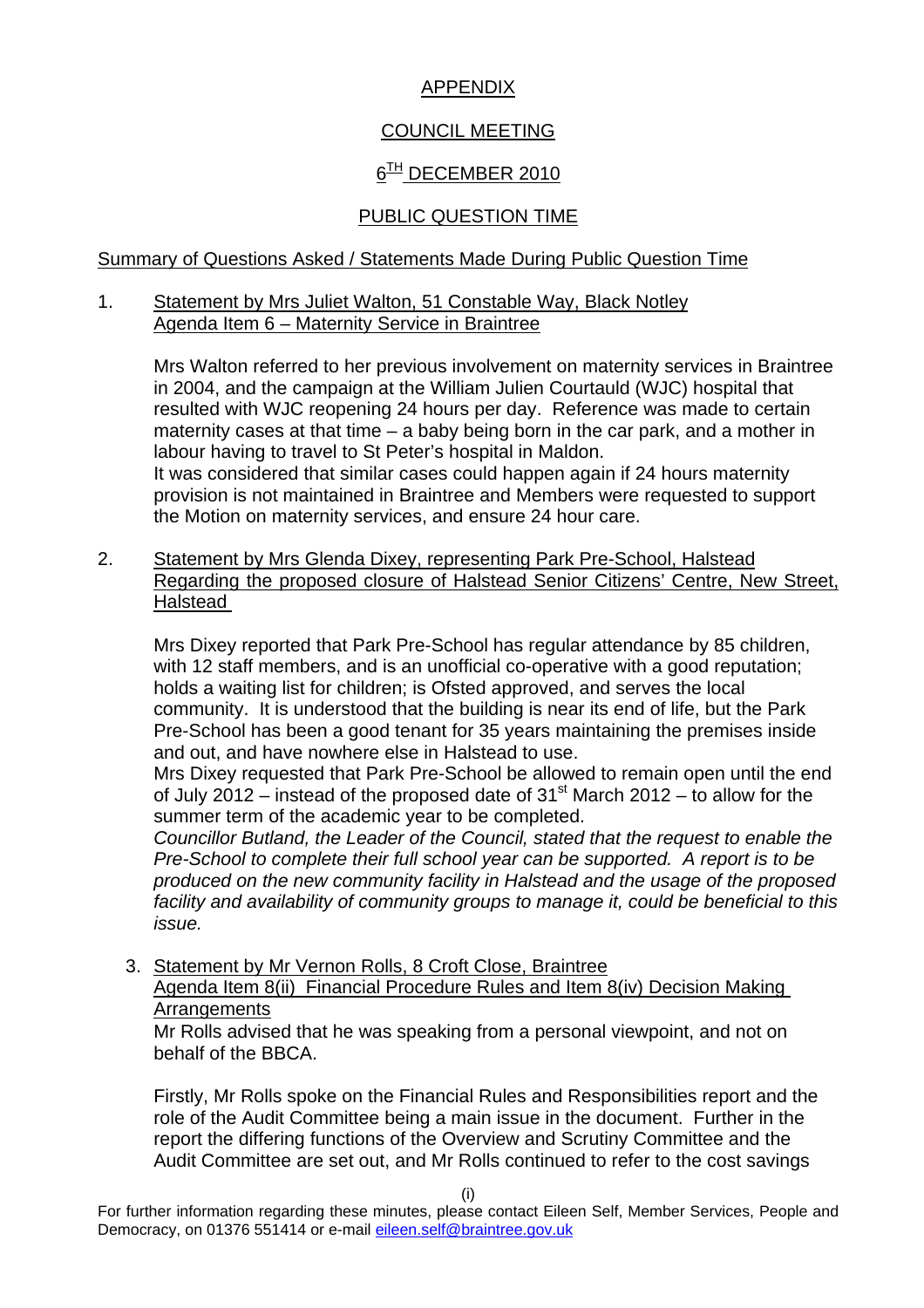# APPENDIX

## COUNCIL MEETING

## 6TH DECEMBER 2010

## PUBLIC QUESTION TIME

Summary of Questions Asked / Statements Made During Public Question Time

1. Statement by Mrs Juliet Walton, 51 Constable Way, Black Notley
   Agenda Item 6 – Maternity Service in Braintree

   Mrs Walton referred to her previous involvement on maternity services in Braintree in 2004, and the campaign at the William Julien Courtauld (WJC) hospital that resulted with WJC reopening 24 hours per day. Reference was made to certain maternity cases at that time – a baby being born in the car park, and a mother in labour having to travel to St Peter's hospital in Maldon.
   It was considered that similar cases could happen again if 24 hours maternity provision is not maintained in Braintree and Members were requested to support the Motion on maternity services, and ensure 24 hour care.

2. Statement by Mrs Glenda Dixey, representing Park Pre-School, Halstead
   Regarding the proposed closure of Halstead Senior Citizens' Centre, New Street, Halstead

   Mrs Dixey reported that Park Pre-School has regular attendance by 85 children, with 12 staff members, and is an unofficial co-operative with a good reputation; holds a waiting list for children; is Ofsted approved, and serves the local community. It is understood that the building is near its end of life, but the Park Pre-School has been a good tenant for 35 years maintaining the premises inside and out, and have nowhere else in Halstead to use.
   Mrs Dixey requested that Park Pre-School be allowed to remain open until the end of July 2012 – instead of the proposed date of 31st March 2012 – to allow for the summer term of the academic year to be completed.
   *Councillor Butland, the Leader of the Council, stated that the request to enable the Pre-School to complete their full school year can be supported. A report is to be produced on the new community facility in Halstead and the usage of the proposed facility and availability of community groups to manage it, could be beneficial to this issue.*

3. Statement by Mr Vernon Rolls, 8 Croft Close, Braintree
   Agenda Item 8(ii) Financial Procedure Rules and Item 8(iv) Decision Making Arrangements
   Mr Rolls advised that he was speaking from a personal viewpoint, and not on behalf of the BBCA.

   Firstly, Mr Rolls spoke on the Financial Rules and Responsibilities report and the role of the Audit Committee being a main issue in the document. Further in the report the differing functions of the Overview and Scrutiny Committee and the Audit Committee are set out, and Mr Rolls continued to refer to the cost savings

For further information regarding these minutes, please contact Eileen Self, Member Services, People and Democracy, on 01376 551414 or e-mail eileen.self@braintree.gov.uk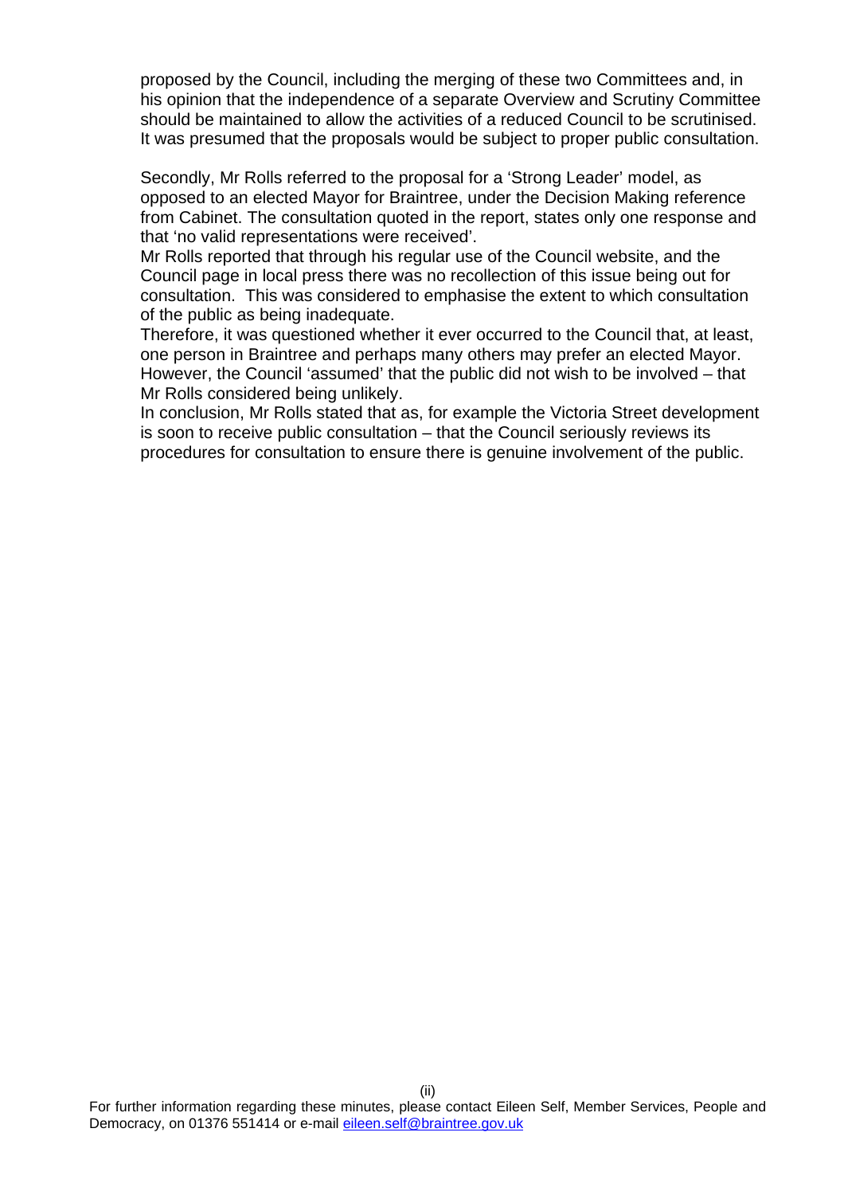proposed by the Council, including the merging of these two Committees and, in his opinion that the independence of a separate Overview and Scrutiny Committee should be maintained to allow the activities of a reduced Council to be scrutinised. It was presumed that the proposals would be subject to proper public consultation.

Secondly, Mr Rolls referred to the proposal for a 'Strong Leader' model, as opposed to an elected Mayor for Braintree, under the Decision Making reference from Cabinet. The consultation quoted in the report, states only one response and that 'no valid representations were received'.
Mr Rolls reported that through his regular use of the Council website, and the Council page in local press there was no recollection of this issue being out for consultation. This was considered to emphasise the extent to which consultation of the public as being inadequate.
Therefore, it was questioned whether it ever occurred to the Council that, at least, one person in Braintree and perhaps many others may prefer an elected Mayor. However, the Council 'assumed' that the public did not wish to be involved – that Mr Rolls considered being unlikely.
In conclusion, Mr Rolls stated that as, for example the Victoria Street development is soon to receive public consultation – that the Council seriously reviews its procedures for consultation to ensure there is genuine involvement of the public.